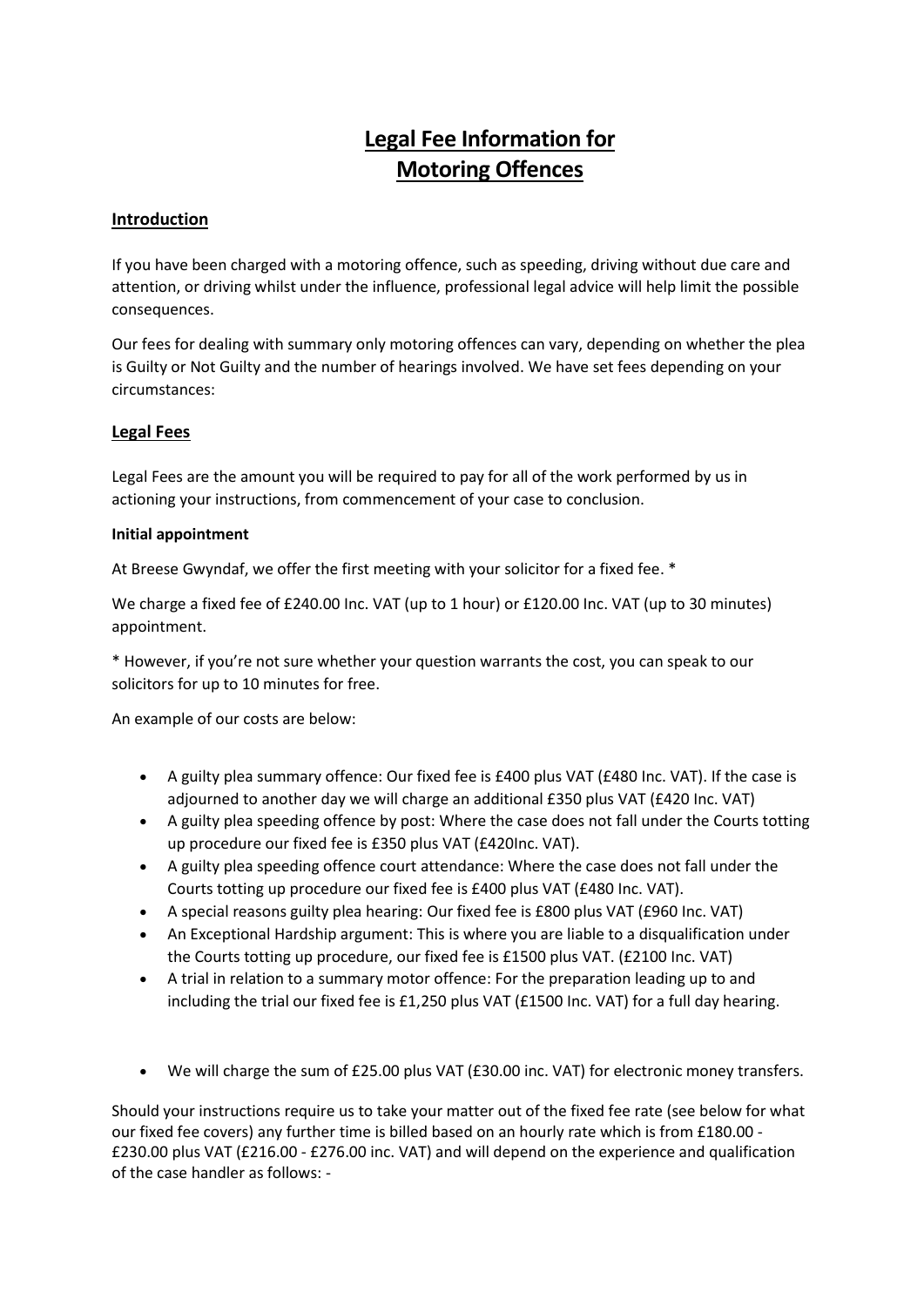# Legal Fee Information for Motoring Offences

## Introduction

If you have been charged with a motoring offence, such as speeding, driving without due care and attention, or driving whilst under the influence, professional legal advice will help limit the possible consequences.

Our fees for dealing with summary only motoring offences can vary, depending on whether the plea is Guilty or Not Guilty and the number of hearings involved. We have set fees depending on your circumstances:

## Legal Fees

Legal Fees are the amount you will be required to pay for all of the work performed by us in actioning your instructions, from commencement of your case to conclusion.

**Initial appointment**

At Breese Gwyndaf, we offer the first meeting with your solicitor for a fixed fee. *

We charge a fixed fee of £240.00 Inc. VAT (up to 1 hour) or £120.00 Inc. VAT (up to 30 minutes) appointment.

* However, if you're not sure whether your question warrants the cost, you can speak to our solicitors for up to 10 minutes for free.

An example of our costs are below:

- A guilty plea summary offence: Our fixed fee is £400 plus VAT (£480 Inc. VAT). If the case is adjourned to another day we will charge an additional £350 plus VAT (£420 Inc. VAT)
- A guilty plea speeding offence by post: Where the case does not fall under the Courts totting up procedure our fixed fee is £350 plus VAT (£420Inc. VAT).
- A guilty plea speeding offence court attendance: Where the case does not fall under the Courts totting up procedure our fixed fee is £400 plus VAT (£480 Inc. VAT).
- A special reasons guilty plea hearing: Our fixed fee is £800 plus VAT (£960 Inc. VAT)
- An Exceptional Hardship argument: This is where you are liable to a disqualification under the Courts totting up procedure, our fixed fee is £1500 plus VAT. (£2100 Inc. VAT)
- A trial in relation to a summary motor offence: For the preparation leading up to and including the trial our fixed fee is £1,250 plus VAT (£1500 Inc. VAT) for a full day hearing.

- We will charge the sum of £25.00 plus VAT (£30.00 inc. VAT) for electronic money transfers.

Should your instructions require us to take your matter out of the fixed fee rate (see below for what our fixed fee covers) any further time is billed based on an hourly rate which is from £180.00 - £230.00 plus VAT (£216.00 - £276.00 inc. VAT) and will depend on the experience and qualification of the case handler as follows: -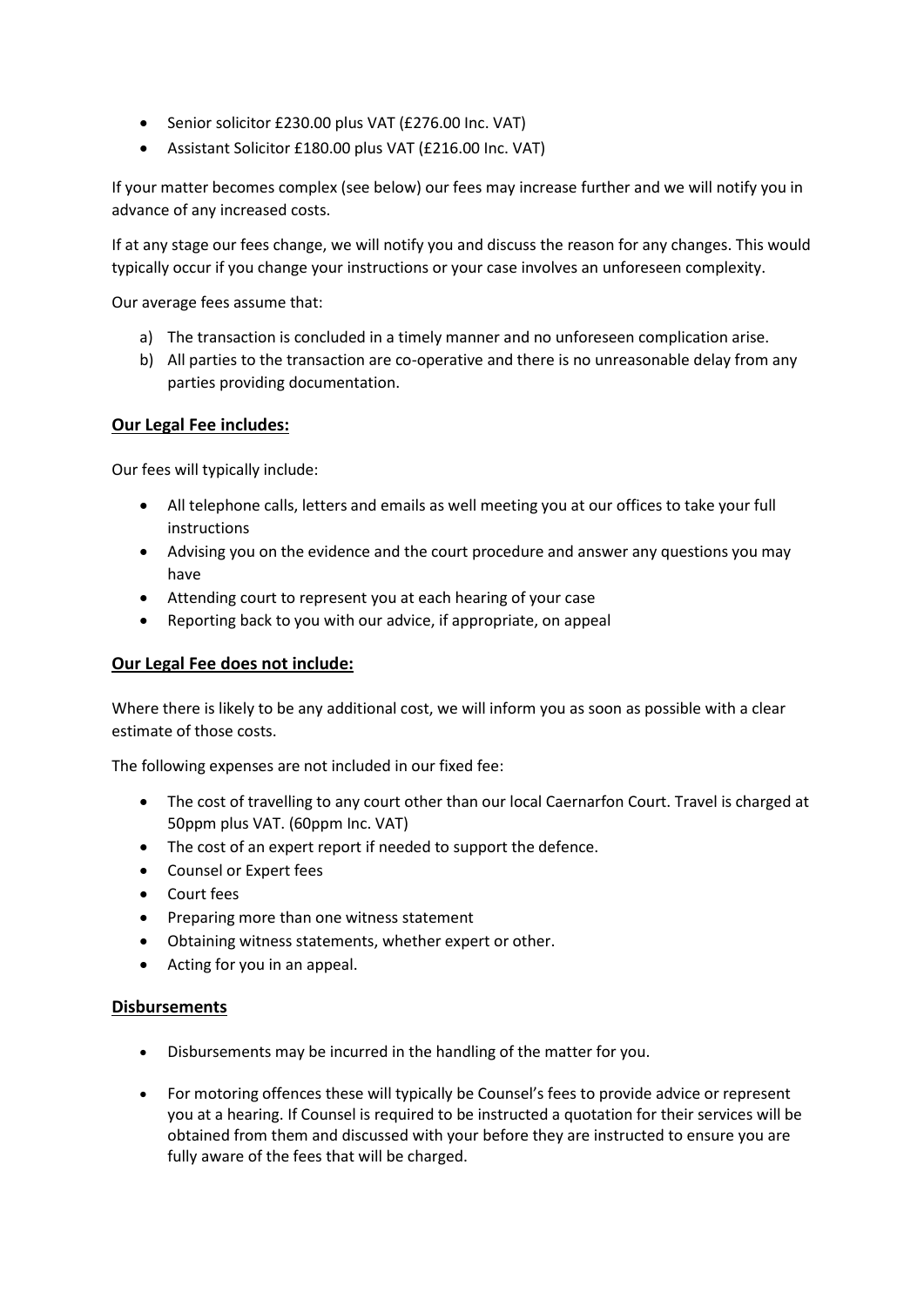- Senior solicitor £230.00 plus VAT (£276.00 Inc. VAT)
- Assistant Solicitor £180.00 plus VAT (£216.00 Inc. VAT)

If your matter becomes complex (see below) our fees may increase further and we will notify you in advance of any increased costs.

If at any stage our fees change, we will notify you and discuss the reason for any changes. This would typically occur if you change your instructions or your case involves an unforeseen complexity.

Our average fees assume that:

a) The transaction is concluded in a timely manner and no unforeseen complication arise.
b) All parties to the transaction are co-operative and there is no unreasonable delay from any parties providing documentation.

## **Our Legal Fee includes:**

Our fees will typically include:

- All telephone calls, letters and emails as well meeting you at our offices to take your full instructions
- Advising you on the evidence and the court procedure and answer any questions you may have
- Attending court to represent you at each hearing of your case
- Reporting back to you with our advice, if appropriate, on appeal

## **Our Legal Fee does not include:**

Where there is likely to be any additional cost, we will inform you as soon as possible with a clear estimate of those costs.

The following expenses are not included in our fixed fee:

- The cost of travelling to any court other than our local Caernarfon Court. Travel is charged at 50ppm plus VAT. (60ppm Inc. VAT)
- The cost of an expert report if needed to support the defence.
- Counsel or Expert fees
- Court fees
- Preparing more than one witness statement
- Obtaining witness statements, whether expert or other.
- Acting for you in an appeal.

## **Disbursements**

- Disbursements may be incurred in the handling of the matter for you.
- For motoring offences these will typically be Counsel's fees to provide advice or represent you at a hearing. If Counsel is required to be instructed a quotation for their services will be obtained from them and discussed with your before they are instructed to ensure you are fully aware of the fees that will be charged.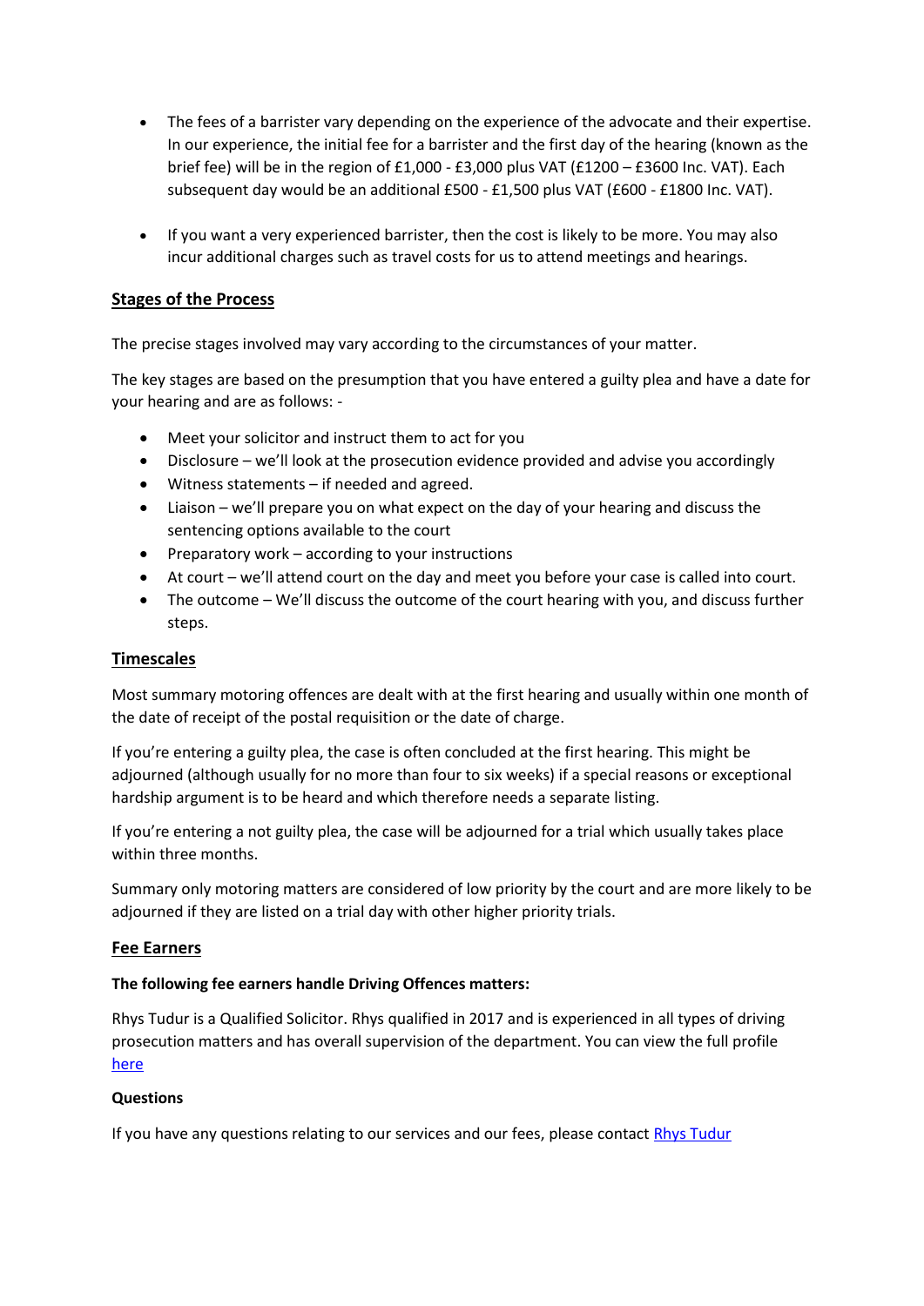- The fees of a barrister vary depending on the experience of the advocate and their expertise. In our experience, the initial fee for a barrister and the first day of the hearing (known as the brief fee) will be in the region of £1,000 - £3,000 plus VAT (£1200 – £3600 Inc. VAT). Each subsequent day would be an additional £500 - £1,500 plus VAT (£600 - £1800 Inc. VAT).

- If you want a very experienced barrister, then the cost is likely to be more. You may also incur additional charges such as travel costs for us to attend meetings and hearings.

## Stages of the Process

The precise stages involved may vary according to the circumstances of your matter.

The key stages are based on the presumption that you have entered a guilty plea and have a date for your hearing and are as follows: -

- Meet your solicitor and instruct them to act for you
- Disclosure – we'll look at the prosecution evidence provided and advise you accordingly
- Witness statements – if needed and agreed.
- Liaison – we'll prepare you on what expect on the day of your hearing and discuss the sentencing options available to the court
- Preparatory work – according to your instructions
- At court – we'll attend court on the day and meet you before your case is called into court.
- The outcome – We'll discuss the outcome of the court hearing with you, and discuss further steps.

## Timescales

Most summary motoring offences are dealt with at the first hearing and usually within one month of the date of receipt of the postal requisition or the date of charge.

If you're entering a guilty plea, the case is often concluded at the first hearing. This might be adjourned (although usually for no more than four to six weeks) if a special reasons or exceptional hardship argument is to be heard and which therefore needs a separate listing.

If you're entering a not guilty plea, the case will be adjourned for a trial which usually takes place within three months.

Summary only motoring matters are considered of low priority by the court and are more likely to be adjourned if they are listed on a trial day with other higher priority trials.

## Fee Earners

**The following fee earners handle Driving Offences matters:**

Rhys Tudur is a Qualified Solicitor. Rhys qualified in 2017 and is experienced in all types of driving prosecution matters and has overall supervision of the department. You can view the full profile here

**Questions**

If you have any questions relating to our services and our fees, please contact Rhys Tudur